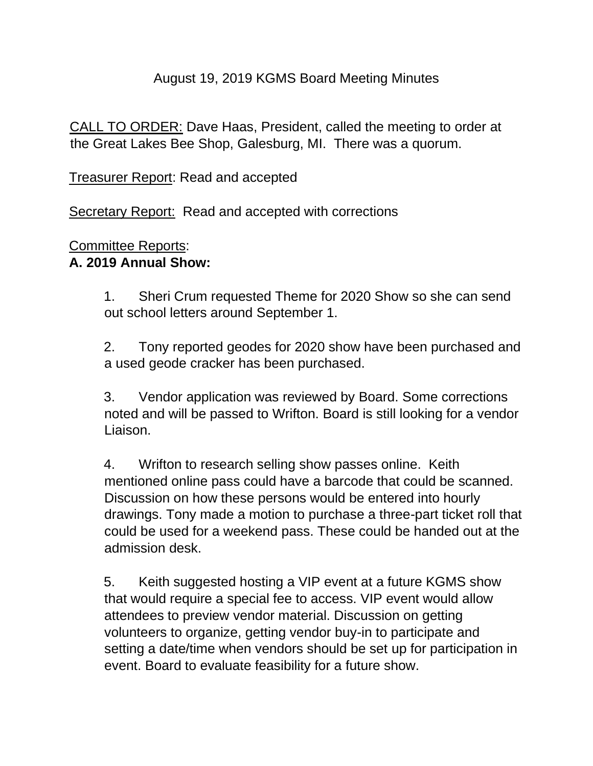August 19, 2019 KGMS Board Meeting Minutes

<u>CALL TO ORDER:</u> Dave Haas, President, called the meeting to order at the Great Lakes Bee Shop, Galesburg, MI. There was a quorum.

<u>Treasurer Report</u>: Read and accepted

<u>Secretary Report:</u> Read and accepted with corrections

<u>Committee Reports</u>:

**A. 2019 Annual Show:**

1. Sheri Crum requested Theme for 2020 Show so she can send out school letters around September 1.

2. Tony reported geodes for 2020 show have been purchased and a used geode cracker has been purchased.

3. Vendor application was reviewed by Board. Some corrections noted and will be passed to Wrifton. Board is still looking for a vendor Liaison.

4. Wrifton to research selling show passes online. Keith mentioned online pass could have a barcode that could be scanned. Discussion on how these persons would be entered into hourly drawings. Tony made a motion to purchase a three-part ticket roll that could be used for a weekend pass. These could be handed out at the admission desk.

5. Keith suggested hosting a VIP event at a future KGMS show that would require a special fee to access. VIP event would allow attendees to preview vendor material. Discussion on getting volunteers to organize, getting vendor buy-in to participate and setting a date/time when vendors should be set up for participation in event. Board to evaluate feasibility for a future show.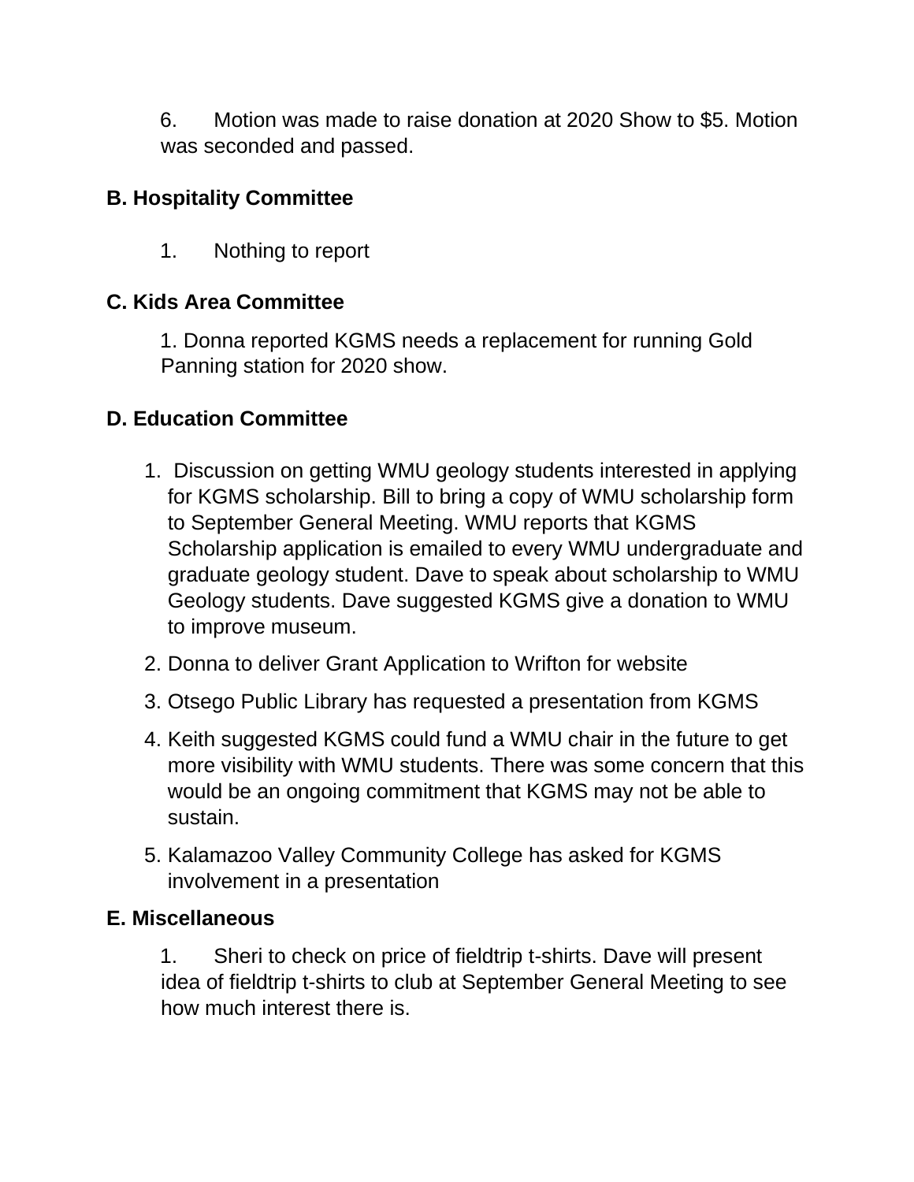6. Motion was made to raise donation at 2020 Show to $5. Motion was seconded and passed.

**B. Hospitality Committee**

1. Nothing to report

**C. Kids Area Committee**

1. Donna reported KGMS needs a replacement for running Gold Panning station for 2020 show.

**D. Education Committee**

1. Discussion on getting WMU geology students interested in applying for KGMS scholarship. Bill to bring a copy of WMU scholarship form to September General Meeting. WMU reports that KGMS Scholarship application is emailed to every WMU undergraduate and graduate geology student. Dave to speak about scholarship to WMU Geology students. Dave suggested KGMS give a donation to WMU to improve museum.
2. Donna to deliver Grant Application to Wrifton for website
3. Otsego Public Library has requested a presentation from KGMS
4. Keith suggested KGMS could fund a WMU chair in the future to get more visibility with WMU students. There was some concern that this would be an ongoing commitment that KGMS may not be able to sustain.
5. Kalamazoo Valley Community College has asked for KGMS involvement in a presentation

**E. Miscellaneous**

1. Sheri to check on price of fieldtrip t-shirts. Dave will present idea of fieldtrip t-shirts to club at September General Meeting to see how much interest there is.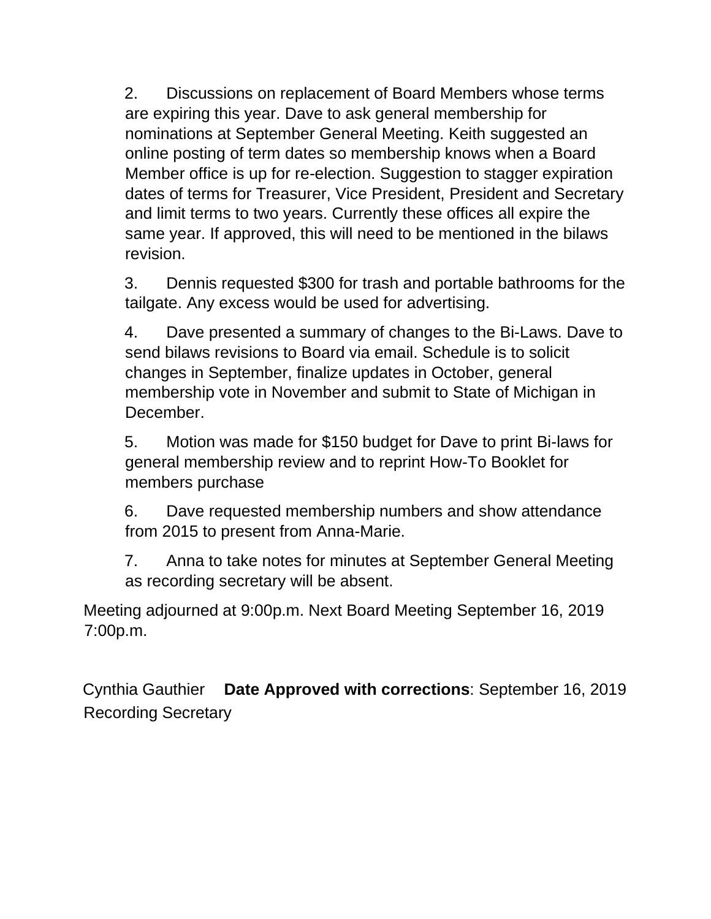2. Discussions on replacement of Board Members whose terms are expiring this year. Dave to ask general membership for nominations at September General Meeting. Keith suggested an online posting of term dates so membership knows when a Board Member office is up for re-election. Suggestion to stagger expiration dates of terms for Treasurer, Vice President, President and Secretary and limit terms to two years. Currently these offices all expire the same year. If approved, this will need to be mentioned in the bilaws revision.

3. Dennis requested $300 for trash and portable bathrooms for the tailgate. Any excess would be used for advertising.

4. Dave presented a summary of changes to the Bi-Laws. Dave to send bilaws revisions to Board via email. Schedule is to solicit changes in September, finalize updates in October, general membership vote in November and submit to State of Michigan in December.

5. Motion was made for $150 budget for Dave to print Bi-laws for general membership review and to reprint How-To Booklet for members purchase

6. Dave requested membership numbers and show attendance from 2015 to present from Anna-Marie.

7. Anna to take notes for minutes at September General Meeting as recording secretary will be absent.

Meeting adjourned at 9:00p.m. Next Board Meeting September 16, 2019 7:00p.m.

Cynthia Gauthier **Date Approved with corrections**: September 16, 2019
Recording Secretary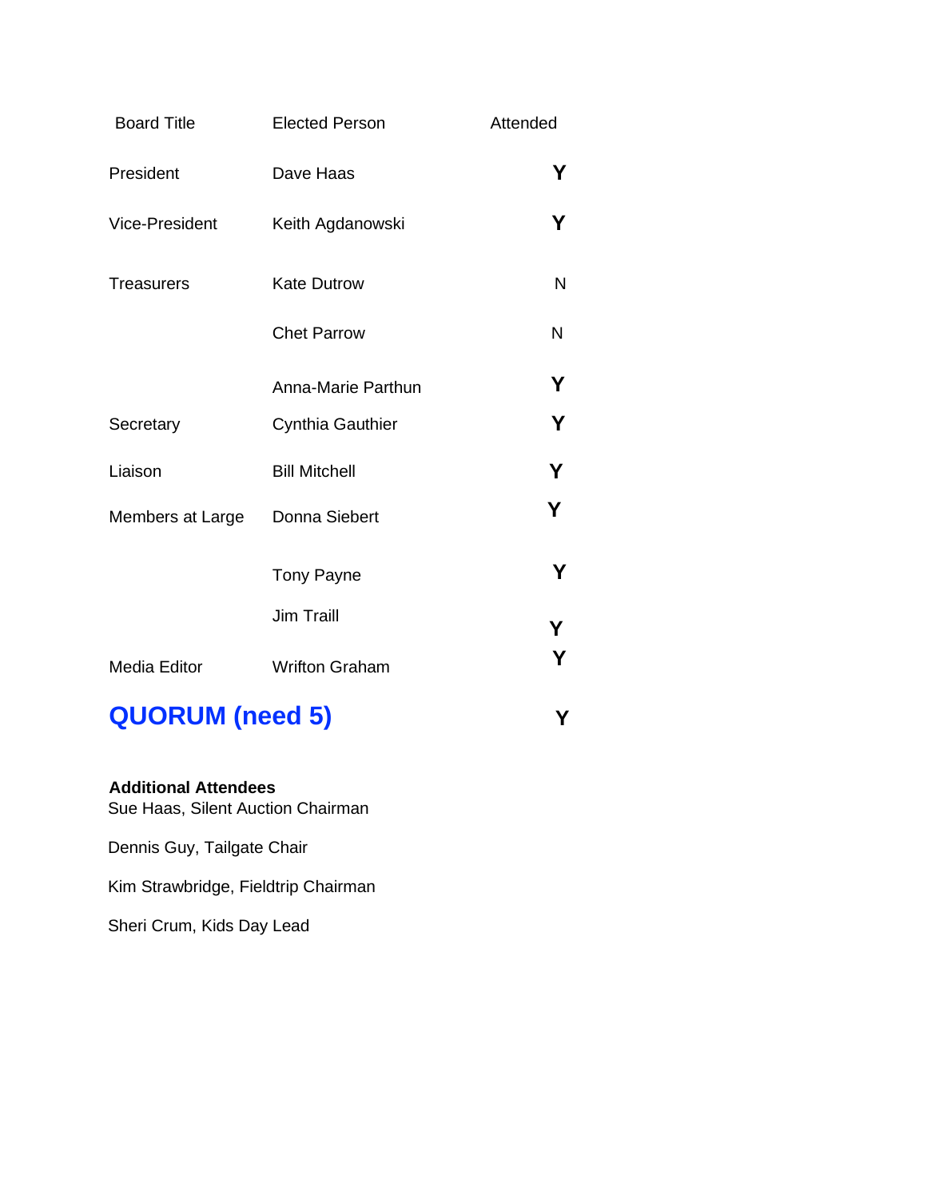| Board Title | Elected Person | Attended |
|---|---|---|
| President | Dave Haas | Y |
| Vice-President | Keith Agdanowski | Y |
| Treasurers | Kate Dutrow | N |
| | Chet Parrow | N |
| | Anna-Marie Parthun | Y |
| Secretary | Cynthia Gauthier | Y |
| Liaison | Bill Mitchell | Y |
| Members at Large | Donna Siebert | Y |
| | Tony Payne | Y |
| | Jim Traill | Y |
| Media Editor | Wrifton Graham | Y |
| **QUORUM (need 5)** | | Y |

**Additional Attendees**

Sue Haas, Silent Auction Chairman

Dennis Guy, Tailgate Chair

Kim Strawbridge, Fieldtrip Chairman

Sheri Crum, Kids Day Lead